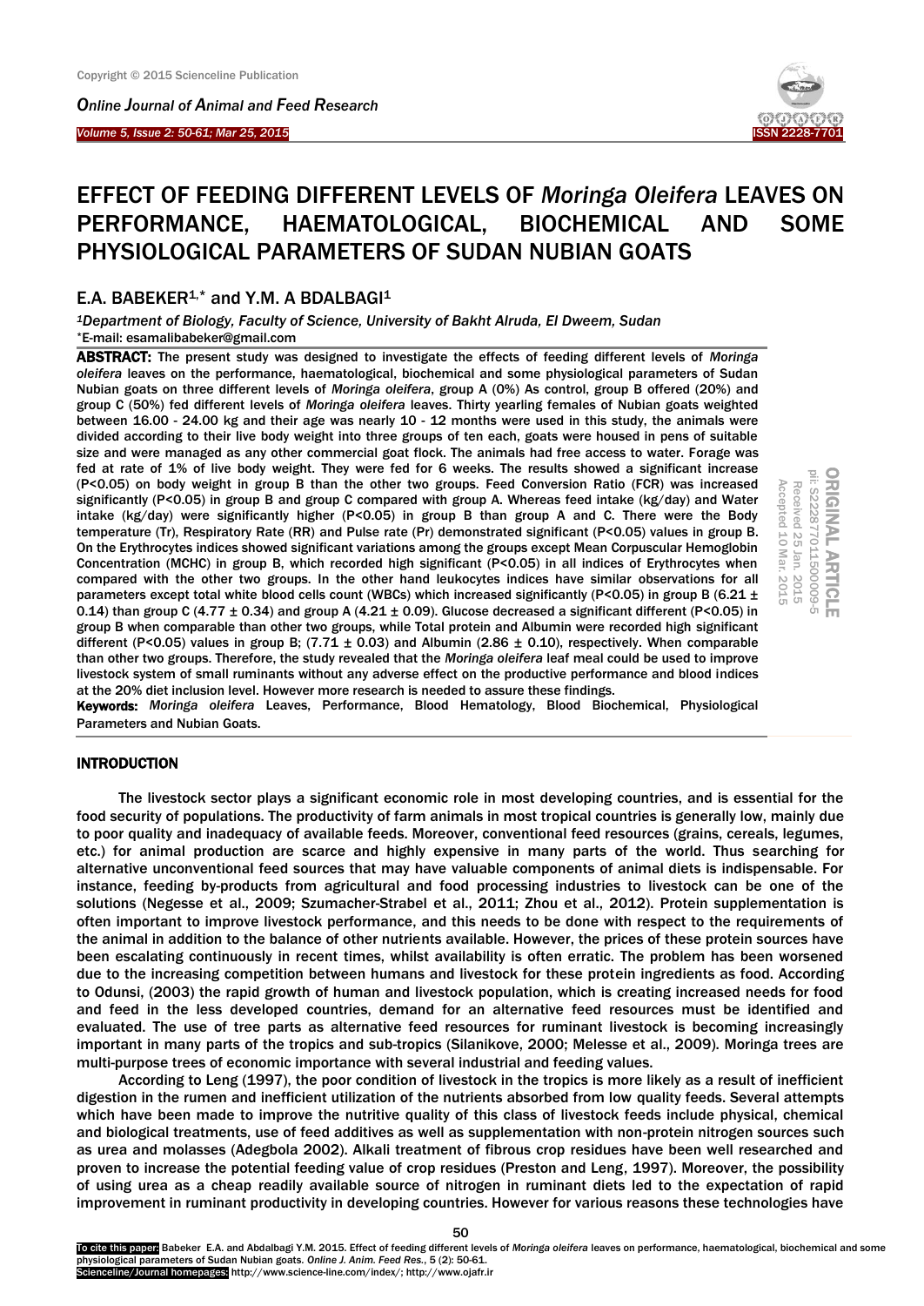# EFFECT OF FEEDING DIFFERENT LEVELS OF *Moringa Oleifera* LEAVES ON PERFORMANCE, HAEMATOLOGICAL, BIOCHEMICAL AND SOME PHYSIOLOGICAL PARAMETERS OF SUDAN NUBIAN GOATS

**E.A. BABEKER[1,*] and Y.M. A BDALBAGI[1]**

[1]*Department of Biology, Faculty of Science, University of Bakht Alruda, El Dweem, Sudan*
*E-mail: esamalibabeker@gmail.com

ORIGINAL ARTICLE
pii: S222877011500009-5
Received 25 Jan. 2015
Accepted 10 Mar. 2015

**ABSTRACT:** The present study was designed to investigate the effects of feeding different levels of *Moringa oleifera* leaves on the performance, haematological, biochemical and some physiological parameters of Sudan Nubian goats on three different levels of *Moringa oleifera*, group A (0%) As control, group B offered (20%) and group C (50%) fed different levels of *Moringa oleifera* leaves. Thirty yearling females of Nubian goats weighted between 16.00 - 24.00 kg and their age was nearly 10 - 12 months were used in this study, the animals were divided according to their live body weight into three groups of ten each, goats were housed in pens of suitable size and were managed as any other commercial goat flock. The animals had free access to water. Forage was fed at rate of 1% of live body weight. They were fed for 6 weeks. The results showed a significant increase ($P<0.05$) on body weight in group B than the other two groups. Feed Conversion Ratio (FCR) was increased significantly ($P<0.05$) in group B and group C compared with group A. Whereas feed intake (kg/day) and Water intake (kg/day) were significantly higher ($P<0.05$) in group B than group A and C. There were the Body temperature (Tr), Respiratory Rate (RR) and Pulse rate (Pr) demonstrated significant ($P<0.05$) values in group B. On the Erythrocytes indices showed significant variations among the groups except Mean Corpuscular Hemoglobin Concentration (MCHC) in group B, which recorded high significant ($P<0.05$) in all indices of Erythrocytes when compared with the other two groups. In the other hand leukocytes indices have similar observations for all parameters except total white blood cells count (WBCs) which increased significantly ($P<0.05$) in group B ($6.21 \pm 0.14$) than group C ($4.77 \pm 0.34$) and group A ($4.21 \pm 0.09$). Glucose decreased a significant different ($P<0.05$) in group B when comparable than other two groups, while Total protein and Albumin were recorded high significant different ($P<0.05$) values in group B; ($7.71 \pm 0.03$) and Albumin ($2.86 \pm 0.10$), respectively. When comparable than other two groups. Therefore, the study revealed that the *Moringa oleifera* leaf meal could be used to improve livestock system of small ruminants without any adverse effect on the productive performance and blood indices at the 20% diet inclusion level. However more research is needed to assure these findings.

**Keywords:** *Moringa oleifera* Leaves, Performance, Blood Hematology, Blood Biochemical, Physiological Parameters and Nubian Goats.

## INTRODUCTION

The livestock sector plays a significant economic role in most developing countries, and is essential for the food security of populations. The productivity of farm animals in most tropical countries is generally low, mainly due to poor quality and inadequacy of available feeds. Moreover, conventional feed resources (grains, cereals, legumes, etc.) for animal production are scarce and highly expensive in many parts of the world. Thus searching for alternative unconventional feed sources that may have valuable components of animal diets is indispensable. For instance, feeding by-products from agricultural and food processing industries to livestock can be one of the solutions (Negesse et al., 2009; Szumacher-Strabel et al., 2011; Zhou et al., 2012). Protein supplementation is often important to improve livestock performance, and this needs to be done with respect to the requirements of the animal in addition to the balance of other nutrients available. However, the prices of these protein sources have been escalating continuously in recent times, whilst availability is often erratic. The problem has been worsened due to the increasing competition between humans and livestock for these protein ingredients as food. According to Odunsi, (2003) the rapid growth of human and livestock population, which is creating increased needs for food and feed in the less developed countries, demand for an alternative feed resources must be identified and evaluated. The use of tree parts as alternative feed resources for ruminant livestock is becoming increasingly important in many parts of the tropics and sub-tropics (Silanikove, 2000; Melesse et al., 2009). Moringa trees are multi-purpose trees of economic importance with several industrial and feeding values.

According to Leng (1997), the poor condition of livestock in the tropics is more likely as a result of inefficient digestion in the rumen and inefficient utilization of the nutrients absorbed from low quality feeds. Several attempts which have been made to improve the nutritive quality of this class of livestock feeds include physical, chemical and biological treatments, use of feed additives as well as supplementation with non-protein nitrogen sources such as urea and molasses (Adegbola 2002). Alkali treatment of fibrous crop residues have been well researched and proven to increase the potential feeding value of crop residues (Preston and Leng, 1997). Moreover, the possibility of using urea as a cheap readily available source of nitrogen in ruminant diets led to the expectation of rapid improvement in ruminant productivity in developing countries. However for various reasons these technologies have

To cite this paper: Babeker E.A. and Abdalbagi Y.M. 2015. Effect of feeding different levels of *Moringa oleifera* leaves on performance, haematological, biochemical and some physiological parameters of Sudan Nubian goats. *Online J. Anim. Feed Res.*, 5 (2): 50-61.
Scienceline/Journal homepages: http://www.science-line.com/index/; http://www.ojafr.ir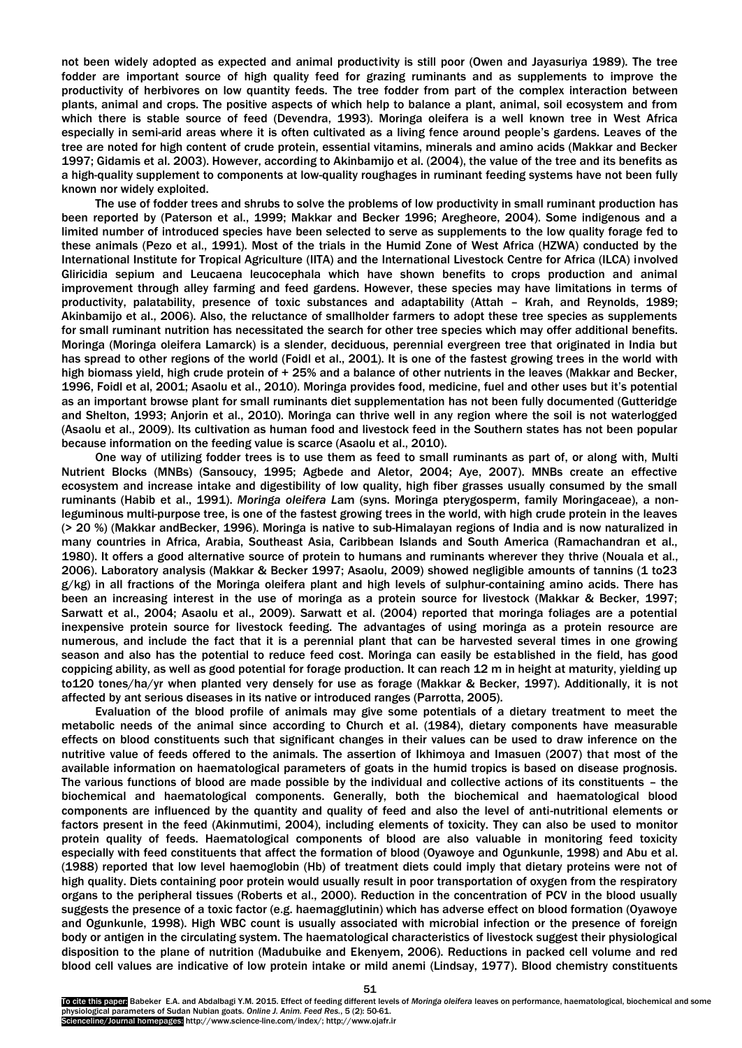not been widely adopted as expected and animal productivity is still poor (Owen and Jayasuriya 1989). The tree fodder are important source of high quality feed for grazing ruminants and as supplements to improve the productivity of herbivores on low quantity feeds. The tree fodder from part of the complex interaction between plants, animal and crops. The positive aspects of which help to balance a plant, animal, soil ecosystem and from which there is stable source of feed (Devendra, 1993). Moringa oleifera is a well known tree in West Africa especially in semi-arid areas where it is often cultivated as a living fence around people's gardens. Leaves of the tree are noted for high content of crude protein, essential vitamins, minerals and amino acids (Makkar and Becker 1997; Gidamis et al. 2003). However, according to Akinbamijo et al. (2004), the value of the tree and its benefits as a high-quality supplement to components at low-quality roughages in ruminant feeding systems have not been fully known nor widely exploited.

The use of fodder trees and shrubs to solve the problems of low productivity in small ruminant production has been reported by (Paterson et al., 1999; Makkar and Becker 1996; Aregheore, 2004). Some indigenous and a limited number of introduced species have been selected to serve as supplements to the low quality forage fed to these animals (Pezo et al., 1991). Most of the trials in the Humid Zone of West Africa (HZWA) conducted by the International Institute for Tropical Agriculture (IITA) and the International Livestock Centre for Africa (ILCA) involved Gliricidia sepium and Leucaena leucocephala which have shown benefits to crops production and animal improvement through alley farming and feed gardens. However, these species may have limitations in terms of productivity, palatability, presence of toxic substances and adaptability (Attah – Krah, and Reynolds, 1989; Akinbamijo et al., 2006). Also, the reluctance of smallholder farmers to adopt these tree species as supplements for small ruminant nutrition has necessitated the search for other tree species which may offer additional benefits. Moringa (Moringa oleifera Lamarck) is a slender, deciduous, perennial evergreen tree that originated in India but has spread to other regions of the world (Foidl et al., 2001). It is one of the fastest growing trees in the world with high biomass yield, high crude protein of + 25% and a balance of other nutrients in the leaves (Makkar and Becker, 1996, Foidl et al, 2001; Asaolu et al., 2010). Moringa provides food, medicine, fuel and other uses but it's potential as an important browse plant for small ruminants diet supplementation has not been fully documented (Gutteridge and Shelton, 1993; Anjorin et al., 2010). Moringa can thrive well in any region where the soil is not waterlogged (Asaolu et al., 2009). Its cultivation as human food and livestock feed in the Southern states has not been popular because information on the feeding value is scarce (Asaolu et al., 2010).

One way of utilizing fodder trees is to use them as feed to small ruminants as part of, or along with, Multi Nutrient Blocks (MNBs) (Sansoucy, 1995; Agbede and Aletor, 2004; Aye, 2007). MNBs create an effective ecosystem and increase intake and digestibility of low quality, high fiber grasses usually consumed by the small ruminants (Habib et al., 1991). *Moringa oleifera L*am (syns. Moringa pterygosperm, family Moringaceae), a non-leguminous multi-purpose tree, is one of the fastest growing trees in the world, with high crude protein in the leaves (> 20 %) (Makkar andBecker, 1996). Moringa is native to sub-Himalayan regions of India and is now naturalized in many countries in Africa, Arabia, Southeast Asia, Caribbean Islands and South America (Ramachandran et al., 1980). It offers a good alternative source of protein to humans and ruminants wherever they thrive (Nouala et al., 2006). Laboratory analysis (Makkar & Becker 1997; Asaolu, 2009) showed negligible amounts of tannins (1 to23 g/kg) in all fractions of the Moringa oleifera plant and high levels of sulphur-containing amino acids. There has been an increasing interest in the use of moringa as a protein source for livestock (Makkar & Becker, 1997; Sarwatt et al., 2004; Asaolu et al., 2009). Sarwatt et al. (2004) reported that moringa foliages are a potential inexpensive protein source for livestock feeding. The advantages of using moringa as a protein resource are numerous, and include the fact that it is a perennial plant that can be harvested several times in one growing season and also has the potential to reduce feed cost. Moringa can easily be established in the field, has good coppicing ability, as well as good potential for forage production. It can reach 12 m in height at maturity, yielding up to120 tones/ha/yr when planted very densely for use as forage (Makkar & Becker, 1997). Additionally, it is not affected by ant serious diseases in its native or introduced ranges (Parrotta, 2005).

Evaluation of the blood profile of animals may give some potentials of a dietary treatment to meet the metabolic needs of the animal since according to Church et al. (1984), dietary components have measurable effects on blood constituents such that significant changes in their values can be used to draw inference on the nutritive value of feeds offered to the animals. The assertion of Ikhimoya and Imasuen (2007) that most of the available information on haematological parameters of goats in the humid tropics is based on disease prognosis. The various functions of blood are made possible by the individual and collective actions of its constituents – the biochemical and haematological components. Generally, both the biochemical and haematological blood components are influenced by the quantity and quality of feed and also the level of anti-nutritional elements or factors present in the feed (Akinmutimi, 2004), including elements of toxicity. They can also be used to monitor protein quality of feeds. Haematological components of blood are also valuable in monitoring feed toxicity especially with feed constituents that affect the formation of blood (Oyawoye and Ogunkunle, 1998) and Abu et al. (1988) reported that low level haemoglobin (Hb) of treatment diets could imply that dietary proteins were not of high quality. Diets containing poor protein would usually result in poor transportation of oxygen from the respiratory organs to the peripheral tissues (Roberts et al., 2000). Reduction in the concentration of PCV in the blood usually suggests the presence of a toxic factor (e.g. haemagglutinin) which has adverse effect on blood formation (Oyawoye and Ogunkunle, 1998). High WBC count is usually associated with microbial infection or the presence of foreign body or antigen in the circulating system. The haematological characteristics of livestock suggest their physiological disposition to the plane of nutrition (Madubuike and Ekenyem, 2006). Reductions in packed cell volume and red blood cell values are indicative of low protein intake or mild anemi (Lindsay, 1977). Blood chemistry constituents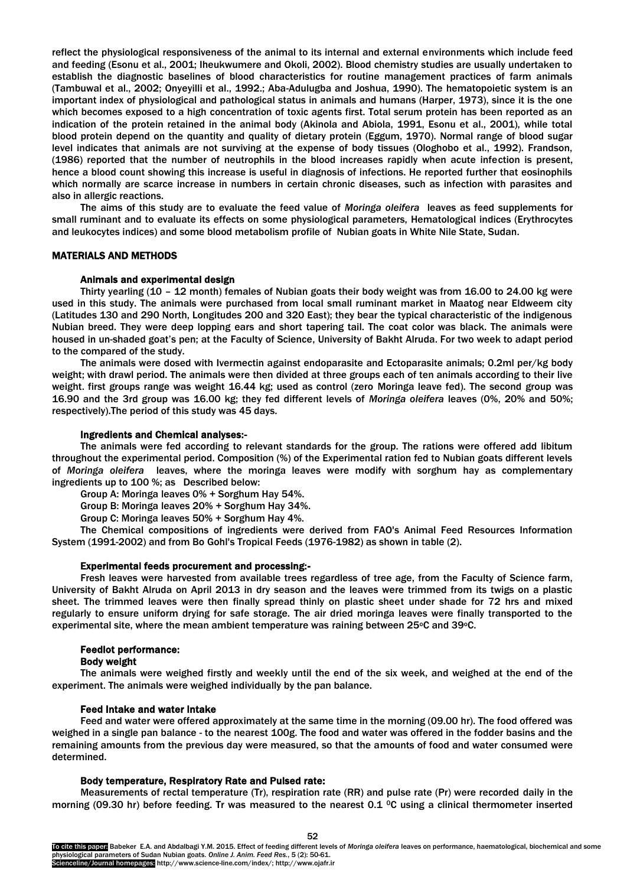reflect the physiological responsiveness of the animal to its internal and external environments which include feed and feeding (Esonu et al., 2001; Iheukwumere and Okoli, 2002). Blood chemistry studies are usually undertaken to establish the diagnostic baselines of blood characteristics for routine management practices of farm animals (Tambuwal et al., 2002; Onyeyilli et al., 1992.; Aba-Adulugba and Joshua, 1990). The hematopoietic system is an important index of physiological and pathological status in animals and humans (Harper, 1973), since it is the one which becomes exposed to a high concentration of toxic agents first. Total serum protein has been reported as an indication of the protein retained in the animal body (Akinola and Abiola, 1991, Esonu et al., 2001), while total blood protein depend on the quantity and quality of dietary protein (Eggum, 1970). Normal range of blood sugar level indicates that animals are not surviving at the expense of body tissues (Ologhobo et al., 1992). Frandson, (1986) reported that the number of neutrophils in the blood increases rapidly when acute infection is present, hence a blood count showing this increase is useful in diagnosis of infections. He reported further that eosinophils which normally are scarce increase in numbers in certain chronic diseases, such as infection with parasites and also in allergic reactions.

The aims of this study are to evaluate the feed value of *Moringa oleifera* leaves as feed supplements for small ruminant and to evaluate its effects on some physiological parameters, Hematological indices (Erythrocytes and leukocytes indices) and some blood metabolism profile of Nubian goats in White Nile State, Sudan.

## MATERIALS AND METHODS

### Animals and experimental design

Thirty yearling (10 – 12 month) females of Nubian goats their body weight was from 16.00 to 24.00 kg were used in this study. The animals were purchased from local small ruminant market in Maatog near Eldweem city (Latitudes 130 and 290 North, Longitudes 200 and 320 East); they bear the typical characteristic of the indigenous Nubian breed. They were deep lopping ears and short tapering tail. The coat color was black. The animals were housed in un-shaded goat's pen; at the Faculty of Science, University of Bakht Alruda. For two week to adapt period to the compared of the study.

The animals were dosed with Ivermectin against endoparasite and Ectoparasite animals; 0.2ml per/kg body weight; with drawl period. The animals were then divided at three groups each of ten animals according to their live weight. first groups range was weight 16.44 kg; used as control (zero Moringa leave fed). The second group was 16.90 and the 3rd group was 16.00 kg; they fed different levels of *Moringa oleifera* leaves (0%, 20% and 50%; respectively).The period of this study was 45 days.

### Ingredients and Chemical analyses:-

The animals were fed according to relevant standards for the group. The rations were offered add libitum throughout the experimental period. Composition (%) of the Experimental ration fed to Nubian goats different levels of *Moringa oleifera* leaves, where the moringa leaves were modify with sorghum hay as complementary ingredients up to 100 %; as Described below:

Group A: Moringa leaves 0% + Sorghum Hay 54%.

Group B: Moringa leaves 20% + Sorghum Hay 34%.

Group C: Moringa leaves 50% + Sorghum Hay 4%.

The Chemical compositions of ingredients were derived from FAO's Animal Feed Resources Information System (1991-2002) and from Bo Gohl's Tropical Feeds (1976-1982) as shown in table (2).

### Experimental feeds procurement and processing:-

Fresh leaves were harvested from available trees regardless of tree age, from the Faculty of Science farm, University of Bakht Alruda on April 2013 in dry season and the leaves were trimmed from its twigs on a plastic sheet. The trimmed leaves were then finally spread thinly on plastic sheet under shade for 72 hrs and mixed regularly to ensure uniform drying for safe storage. The air dried moringa leaves were finally transported to the experimental site, where the mean ambient temperature was raining between 25°C and 39°C.

### Feedlot performance:

### Body weight

The animals were weighed firstly and weekly until the end of the six week, and weighed at the end of the experiment. The animals were weighed individually by the pan balance.

### Feed intake and water intake

Feed and water were offered approximately at the same time in the morning (09.00 hr). The food offered was weighed in a single pan balance - to the nearest 100g. The food and water was offered in the fodder basins and the remaining amounts from the previous day were measured, so that the amounts of food and water consumed were determined.

### Body temperature, Respiratory Rate and Pulsed rate:

Measurements of rectal temperature (Tr), respiration rate (RR) and pulse rate (Pr) were recorded daily in the morning (09.30 hr) before feeding. Tr was measured to the nearest 0.1 °C using a clinical thermometer inserted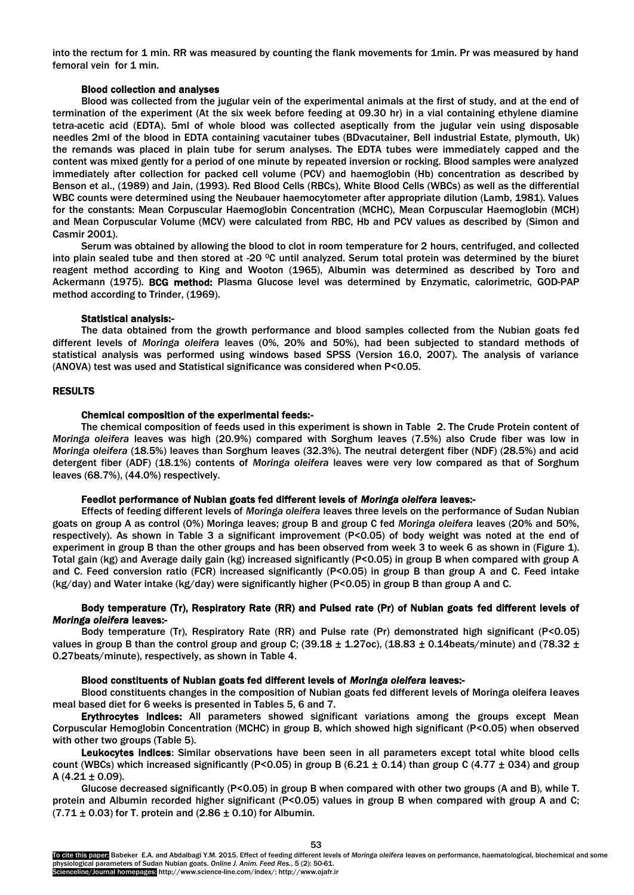into the rectum for 1 min. RR was measured by counting the flank movements for 1min. Pr was measured by hand femoral vein for 1 min.

### Blood collection and analyses

Blood was collected from the jugular vein of the experimental animals at the first of study, and at the end of termination of the experiment (At the six week before feeding at 09.30 hr) in a vial containing ethylene diamine tetra-acetic acid (EDTA). 5ml of whole blood was collected aseptically from the jugular vein using disposable needles 2ml of the blood in EDTA containing vacutainer tubes (BDvacutainer, Bell industrial Estate, plymouth, Uk) the remands was placed in plain tube for serum analyses. The EDTA tubes were immediately capped and the content was mixed gently for a period of one minute by repeated inversion or rocking. Blood samples were analyzed immediately after collection for packed cell volume (PCV) and haemoglobin (Hb) concentration as described by Benson et al., (1989) and Jain, (1993). Red Blood Cells (RBCs), White Blood Cells (WBCs) as well as the differential WBC counts were determined using the Neubauer haemocytometer after appropriate dilution (Lamb, 1981). Values for the constants: Mean Corpuscular Haemoglobin Concentration (MCHC), Mean Corpuscular Haemoglobin (MCH) and Mean Corpuscular Volume (MCV) were calculated from RBC, Hb and PCV values as described by (Simon and Casmir 2001).

Serum was obtained by allowing the blood to clot in room temperature for 2 hours, centrifuged, and collected into plain sealed tube and then stored at -20 $^0$C until analyzed. Serum total protein was determined by the biuret reagent method according to King and Wooton (1965), Albumin was determined as described by Toro and Ackermann (1975). **BCG method:** Plasma Glucose level was determined by Enzymatic, calorimetric, GOD-PAP method according to Trinder, (1969).

### Statistical analysis:-

The data obtained from the growth performance and blood samples collected from the Nubian goats fed different levels of *Moringa oleifera* leaves (0%, 20% and 50%), had been subjected to standard methods of statistical analysis was performed using windows based SPSS (Version 16.0, 2007). The analysis of variance (ANOVA) test was used and Statistical significance was considered when P<0.05.

## RESULTS

### Chemical composition of the experimental feeds:-

The chemical composition of feeds used in this experiment is shown in Table 2. The Crude Protein content of *Moringa oleifera* leaves was high (20.9%) compared with Sorghum leaves (7.5%) also Crude fiber was low in *Moringa oleifera* (18.5%) leaves than Sorghum leaves (32.3%). The neutral detergent fiber (NDF) (28.5%) and acid detergent fiber (ADF) (18.1%) contents of *Moringa oleifera* leaves were very low compared as that of Sorghum leaves (68.7%), (44.0%) respectively.

### Feedlot performance of Nubian goats fed different levels of *Moringa oleifera* leaves:-

Effects of feeding different levels of *Moringa oleifera* leaves three levels on the performance of Sudan Nubian goats on group A as control (0%) Moringa leaves; group B and group C fed *Moringa oleifera* leaves (20% and 50%, respectively). As shown in Table 3 a significant improvement (P<0.05) of body weight was noted at the end of experiment in group B than the other groups and has been observed from week 3 to week 6 as shown in (Figure 1). Total gain (kg) and Average daily gain (kg) increased significantly (P<0.05) in group B when compared with group A and C. Feed conversion ratio (FCR) increased significantly (P<0.05) in group B than group A and C. Feed intake (kg/day) and Water intake (kg/day) were significantly higher (P<0.05) in group B than group A and C.

### Body temperature (Tr), Respiratory Rate (RR) and Pulsed rate (Pr) of Nubian goats fed different levels of *Moringa oleifera* leaves:-

Body temperature (Tr), Respiratory Rate (RR) and Pulse rate (Pr) demonstrated high significant (P<0.05) values in group B than the control group and group C; (39.18 ± 1.27oc), (18.83 ± 0.14beats/minute) and (78.32 ± 0.27beats/minute), respectively, as shown in Table 4.

### Blood constituents of Nubian goats fed different levels of *Moringa oleifera* leaves:-

Blood constituents changes in the composition of Nubian goats fed different levels of Moringa oleifera leaves meal based diet for 6 weeks is presented in Tables 5, 6 and 7.

**Erythrocytes indices:** All parameters showed significant variations among the groups except Mean Corpuscular Hemoglobin Concentration (MCHC) in group B, which showed high significant (P<0.05) when observed with other two groups (Table 5).

**Leukocytes indices**: Similar observations have been seen in all parameters except total white blood cells count (WBCs) which increased significantly (P<0.05) in group B (6.21 ± 0.14) than group C (4.77 ± 034) and group A (4.21 ± 0.09).

Glucose decreased significantly (P<0.05) in group B when compared with other two groups (A and B), while T. protein and Albumin recorded higher significant (P<0.05) values in group B when compared with group A and C; (7.71 ± 0.03) for T. protein and (2.86 ± 0.10) for Albumin.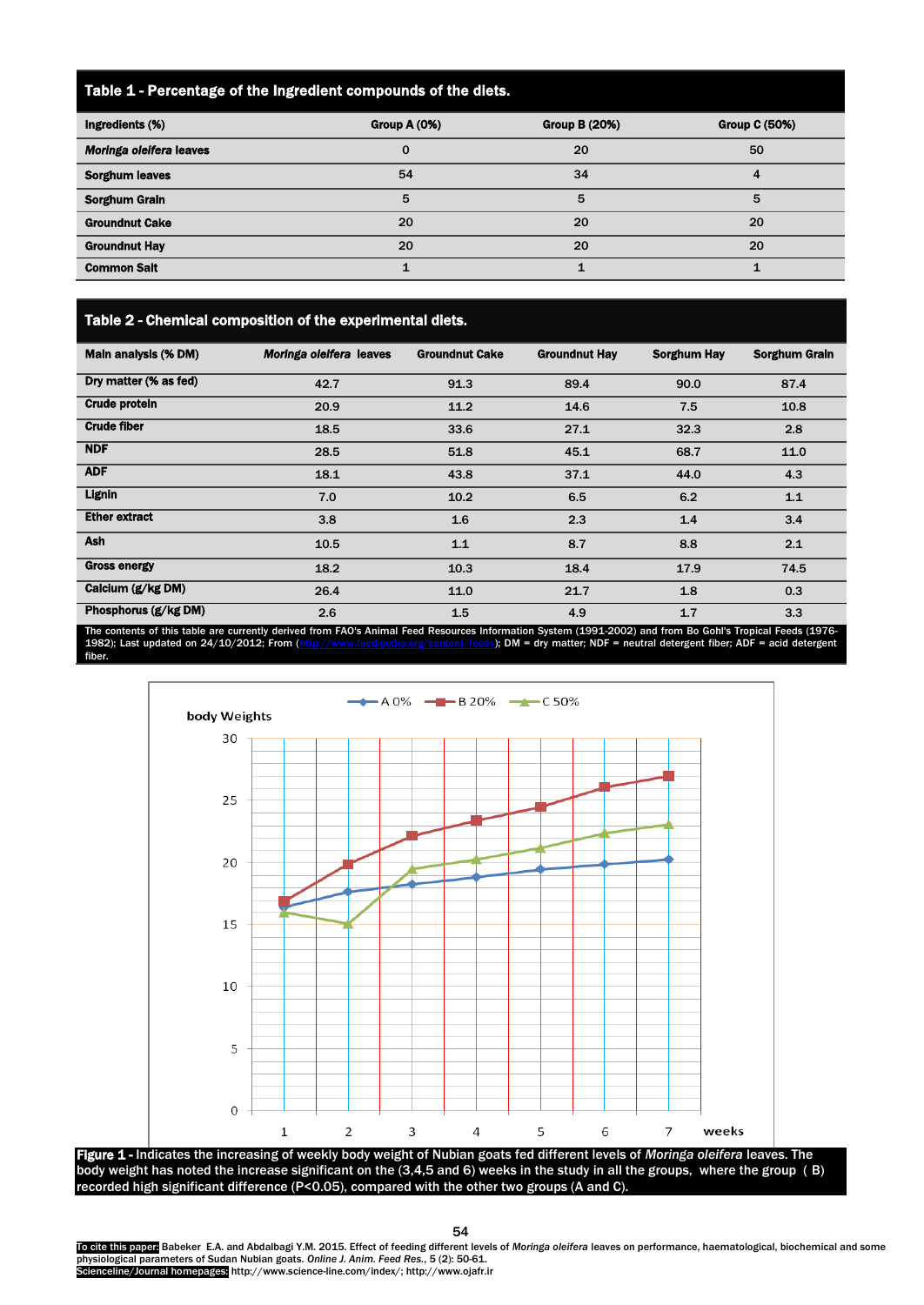**Table 1 - Percentage of the Ingredient compounds of the diets.**

| Ingredients (%) | Group A (0%) | Group B (20%) | Group C (50%) |
|---|---|---|---|
| *Moringa oleifera* leaves | 0 | 20 | 50 |
| Sorghum leaves | 54 | 34 | 4 |
| Sorghum Grain | 5 | 5 | 5 |
| Groundnut Cake | 20 | 20 | 20 |
| Groundnut Hay | 20 | 20 | 20 |
| Common Salt | 1 | 1 | 1 |

**Table 2 - Chemical composition of the experimental diets.**

| Main analysis (% DM) | *Moringa oleifera* leaves | Groundnut Cake | Groundnut Hay | Sorghum Hay | Sorghum Grain |
|---|---|---|---|---|---|
| Dry matter (% as fed) | 42.7 | 91.3 | 89.4 | 90.0 | 87.4 |
| Crude protein | 20.9 | 11.2 | 14.6 | 7.5 | 10.8 |
| Crude fiber | 18.5 | 33.6 | 27.1 | 32.3 | 2.8 |
| NDF | 28.5 | 51.8 | 45.1 | 68.7 | 11.0 |
| ADF | 18.1 | 43.8 | 37.1 | 44.0 | 4.3 |
| Lignin | 7.0 | 10.2 | 6.5 | 6.2 | 1.1 |
| Ether extract | 3.8 | 1.6 | 2.3 | 1.4 | 3.4 |
| Ash | 10.5 | 1.1 | 8.7 | 8.8 | 2.1 |
| Gross energy | 18.2 | 10.3 | 18.4 | 17.9 | 74.5 |
| Calcium (g/kg DM) | 26.4 | 11.0 | 21.7 | 1.8 | 0.3 |
| Phosphorus (g/kg DM) | 2.6 | 1.5 | 4.9 | 1.7 | 3.3 |

The contents of this table are currently derived from FAO's Animal Feed Resources Information System (1991-2002) and from Bo Gohl's Tropical Feeds (1976-1982); Last updated on 24/10/2012; From (http://www.feedipedia.org/content/feeds); DM = dry matter; NDF = neutral detergent fiber; ADF = acid detergent fiber.

**Figure 1 -** Indicates the increasing of weekly body weight of Nubian goats fed different levels of *Moringa oleifera* leaves. The body weight has noted the increase significant on the (3,4,5 and 6) weeks in the study in all the groups, where the group ( B) recorded high significant difference (P<0.05), compared with the other two groups (A and C).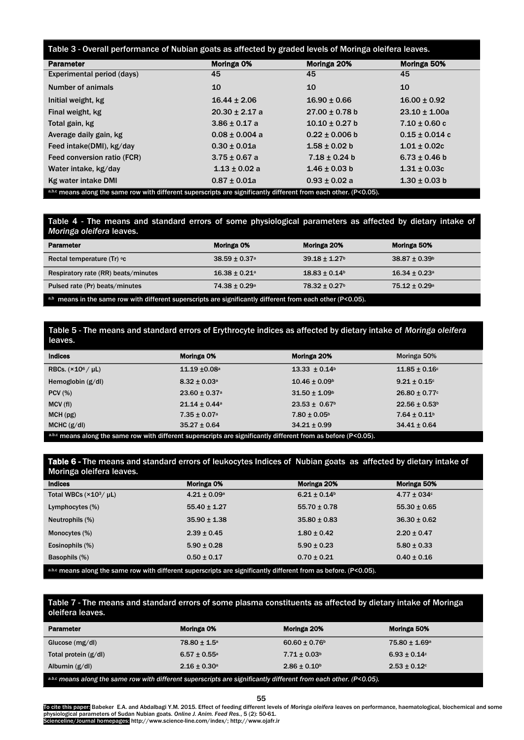Table 3 - Overall performance of Nubian goats as affected by graded levels of Moringa oleifera leaves.

| Parameter | Moringa 0% | Moringa 20% | Moringa 50% |
|---|---|---|---|
| Experimental period (days) | 45 | 45 | 45 |
| Number of animals | 10 | 10 | 10 |
| Initial weight, kg | 16.44 ± 2.06 | 16.90 ± 0.66 | 16.00 ± 0.92 |
| Final weight, kg | 20.30 ± 2.17 a | 27.00 ± 0.78 b | 23.10 ± 1.00a |
| Total gain, kg | 3.86 ± 0.17 a | 10.10 ± 0.27 b | 7.10 ± 0.60 c |
| Average daily gain, kg | 0.08 ± 0.004 a | 0.22 ± 0.006 b | 0.15 ± 0.014 c |
| Feed intake(DMI), kg/day | 0.30 ± 0.01a | 1.58 ± 0.02 b | 1.01 ± 0.02c |
| Feed conversion ratio (FCR) | 3.75 ± 0.67 a | 7.18 ± 0.24 b | 6.73 ± 0.46 b |
| Water intake, kg/day | 1.13 ± 0.02 a | 1.46 ± 0.03 b | 1.31 ± 0.03c |
| Kg water intake DMI | 0.87 ± 0.01a | 0.93 ± 0.02 a | 1.30 ± 0.03 b |

a,b,c means along the same row with different superscripts are significantly different from each other. (P<0.05).

Table 4 - The means and standard errors of some physiological parameters as affected by dietary intake of *Moringa oleifera* leaves.

| Parameter | Moringa 0% | Moringa 20% | Moringa 50% |
|---|---|---|---|
| Rectal temperature (Tr) °c | 38.59 ± 0.37[a] | 39.18 ± 1.27[b] | 38.87 ± 0.39[b] |
| Respiratory rate (RR) beats/minutes | 16.38 ± 0.21[a] | 18.83 ± 0.14[b] | 16.34 ± 0.23[a] |
| Pulsed rate (Pr) beats/minutes | 74.38 ± 0.29[a] | 78.32 ± 0.27[b] | 75.12 ± 0.29[a] |

a,b means in the same row with different superscripts are significantly different from each other (P<0.05).

Table 5 - The means and standard errors of Erythrocyte indices as affected by dietary intake of *Moringa oleifera* leaves.

| Indices | Moringa 0% | Moringa 20% | Moringa 50% |
|---|---|---|---|
| RBCs. ($\times10^6$ / μL) | 11.19 ±0.08[a] | 13.33 ± 0.14[b] | 11.85 ± 0.16[c] |
| Hemoglobin (g/dl) | 8.32 ± 0.03[a] | 10.46 ± 0.09[b] | 9.21 ± 0.15[c] |
| PCV (%) | 23.60 ± 0.37[a] | 31.50 ± 1.09[b] | 26.80 ± 0.77[c] |
| MCV (fl) | 21.14 ± 0.44[a] | 23.53 ± 0.67[b] | 22.56 ± 0.53[b] |
| MCH (pg) | 7.35 ± 0.07[a] | 7.80 ± 0.05[b] | 7.64 ± 0.11[b] |
| MCHC (g/dl) | 35.27 ± 0.64 | 34.21 ± 0.99 | 34.41 ± 0.64 |

a,b,c means along the same row with different superscripts are significantly different from as before (P<0.05).

**Table 6** - The means and standard errors of leukocytes Indices of Nubian goats as affected by dietary intake of Moringa oleifera leaves.

| Indices | Moringa 0% | Moringa 20% | Moringa 50% |
|---|---|---|---|
| Total WBCs ($\times10^3$/ μL) | 4.21 ± 0.09[a] | 6.21 ± 0.14[b] | 4.77 ± 034[c] |
| Lymphocytes (%) | 55.40 ± 1.27 | 55.70 ± 0.78 | 55.30 ± 0.65 |
| Neutrophils (%) | 35.90 ± 1.38 | 35.80 ± 0.83 | 36.30 ± 0.62 |
| Monocytes (%) | 2.39 ± 0.45 | 1.80 ± 0.42 | 2.20 ± 0.47 |
| Eosinophils (%) | 5.90 ± 0.28 | 5.90 ± 0.23 | 5.80 ± 0.33 |
| Basophils (%) | 0.50 ± 0.17 | 0.70 ± 0.21 | 0.40 ± 0.16 |

a,b,c means along the same row with different superscripts are significantly different from as before. (P<0.05).

Table 7 - The means and standard errors of some plasma constituents as affected by dietary intake of Moringa oleifera leaves.

| Parameter | Moringa 0% | Moringa 20% | Moringa 50% |
|---|---|---|---|
| Glucose (mg/dl) | 78.80 ± 1.5[a] | 60.60 ± 0.76[b] | 75.80 ± 1.69[a] |
| Total protein (g/dl) | 6.57 ± 0.55[a] | 7.71 ± 0.03[b] | 6.93 ± 0.14[c] |
| Albumin (g/dl) | 2.16 ± 0.30[a] | 2.86 ± 0.10[b] | 2.53 ± 0.12[c] |

*a,b,c means along the same row with different superscripts are significantly different from each other. (P<0.05).*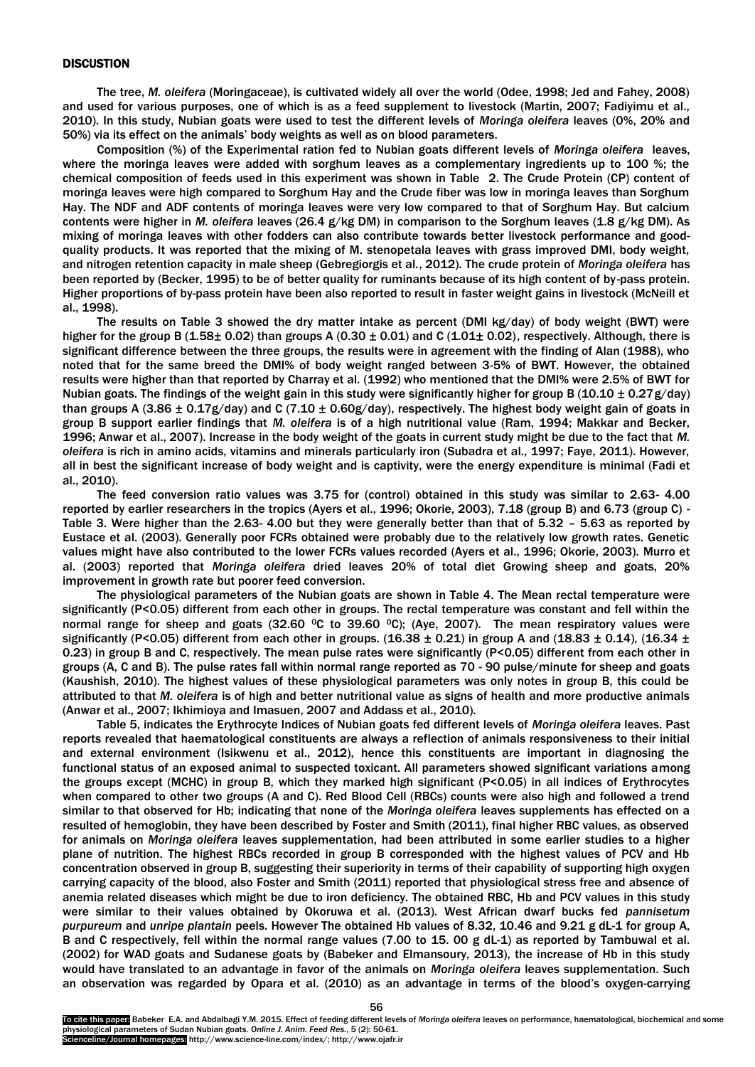## DISCUSTION

The tree, *M. oleifera* (Moringaceae), is cultivated widely all over the world (Odee, 1998; Jed and Fahey, 2008) and used for various purposes, one of which is as a feed supplement to livestock (Martin, 2007; Fadiyimu et al., 2010). In this study, Nubian goats were used to test the different levels of *Moringa oleifera* leaves (0%, 20% and 50%) via its effect on the animals' body weights as well as on blood parameters.

Composition (%) of the Experimental ration fed to Nubian goats different levels of *Moringa oleifera* leaves, where the moringa leaves were added with sorghum leaves as a complementary ingredients up to 100 %; the chemical composition of feeds used in this experiment was shown in Table 2. The Crude Protein (CP) content of moringa leaves were high compared to Sorghum Hay and the Crude fiber was low in moringa leaves than Sorghum Hay. The NDF and ADF contents of moringa leaves were very low compared to that of Sorghum Hay. But calcium contents were higher in *M. oleifera* leaves (26.4 g/kg DM) in comparison to the Sorghum leaves (1.8 g/kg DM). As mixing of moringa leaves with other fodders can also contribute towards better livestock performance and good-quality products. It was reported that the mixing of M. stenopetala leaves with grass improved DMI, body weight, and nitrogen retention capacity in male sheep (Gebregiorgis et al., 2012). The crude protein of *Moringa oleifera* has been reported by (Becker, 1995) to be of better quality for ruminants because of its high content of by-pass protein. Higher proportions of by-pass protein have been also reported to result in faster weight gains in livestock (McNeill et al., 1998).

The results on Table 3 showed the dry matter intake as percent (DMI kg/day) of body weight (BWT) were higher for the group B (1.58± 0.02) than groups A (0.30 ± 0.01) and C (1.01± 0.02), respectively. Although, there is significant difference between the three groups, the results were in agreement with the finding of Alan (1988), who noted that for the same breed the DMI% of body weight ranged between 3-5% of BWT. However, the obtained results were higher than that reported by Charray et al. (1992) who mentioned that the DMI% were 2.5% of BWT for Nubian goats. The findings of the weight gain in this study were significantly higher for group B (10.10 ± 0.27g/day) than groups A (3.86 ± 0.17g/day) and C (7.10 ± 0.60g/day), respectively. The highest body weight gain of goats in group B support earlier findings that *M. oleifera* is of a high nutritional value (Ram, 1994; Makkar and Becker, 1996; Anwar et al., 2007). Increase in the body weight of the goats in current study might be due to the fact that *M. oleifera* is rich in amino acids, vitamins and minerals particularly iron (Subadra et al., 1997; Faye, 2011). However, all in best the significant increase of body weight and is captivity, were the energy expenditure is minimal (Fadi et al., 2010).

The feed conversion ratio values was 3.75 for (control) obtained in this study was similar to 2.63- 4.00 reported by earlier researchers in the tropics (Ayers et al., 1996; Okorie, 2003), 7.18 (group B) and 6.73 (group C) - Table 3. Were higher than the 2.63- 4.00 but they were generally better than that of 5.32 – 5.63 as reported by Eustace et al. (2003). Generally poor FCRs obtained were probably due to the relatively low growth rates. Genetic values might have also contributed to the lower FCRs values recorded (Ayers et al., 1996; Okorie, 2003). Murro et al. (2003) reported that *Moringa oleifera* dried leaves 20% of total diet Growing sheep and goats, 20% improvement in growth rate but poorer feed conversion.

The physiological parameters of the Nubian goats are shown in Table 4. The Mean rectal temperature were significantly ($P<0.05$) different from each other in groups. The rectal temperature was constant and fell within the normal range for sheep and goats (32.60 $^0$C to 39.60 $^0$C); (Aye, 2007). The mean respiratory values were significantly ($P<0.05$) different from each other in groups. (16.38 ± 0.21) in group A and (18.83 ± 0.14), (16.34 ± 0.23) in group B and C, respectively. The mean pulse rates were significantly ($P<0.05$) different from each other in groups (A, C and B). The pulse rates fall within normal range reported as 70 - 90 pulse/minute for sheep and goats (Kaushish, 2010). The highest values of these physiological parameters was only notes in group B, this could be attributed to that *M. oleifera* is of high and better nutritional value as signs of health and more productive animals (Anwar et al., 2007; Ikhimioya and Imasuen, 2007 and Addass et al., 2010).

Table 5, indicates the Erythrocyte Indices of Nubian goats fed different levels of *Moringa oleifera* leaves. Past reports revealed that haematological constituents are always a reflection of animals responsiveness to their initial and external environment (Isikwenu et al., 2012), hence this constituents are important in diagnosing the functional status of an exposed animal to suspected toxicant. All parameters showed significant variations among the groups except (MCHC) in group B, which they marked high significant ($P<0.05$) in all indices of Erythrocytes when compared to other two groups (A and C). Red Blood Cell (RBCs) counts were also high and followed a trend similar to that observed for Hb; indicating that none of the *Moringa oleifera* leaves supplements has effected on a resulted of hemoglobin, they have been described by Foster and Smith (2011), final higher RBC values, as observed for animals on *Moringa oleifera* leaves supplementation, had been attributed in some earlier studies to a higher plane of nutrition. The highest RBCs recorded in group B corresponded with the highest values of PCV and Hb concentration observed in group B, suggesting their superiority in terms of their capability of supporting high oxygen carrying capacity of the blood, also Foster and Smith (2011) reported that physiological stress free and absence of anemia related diseases which might be due to iron deficiency. The obtained RBC, Hb and PCV values in this study were similar to their values obtained by Okoruwa et al. (2013). West African dwarf bucks fed *pannisetum purpureum* and *unripe plantain* peels. However The obtained Hb values of 8.32, 10.46 and 9.21 g dL-1 for group A, B and C respectively, fell within the normal range values (7.00 to 15. 00 g dL-1) as reported by Tambuwal et al. (2002) for WAD goats and Sudanese goats by (Babeker and Elmansoury, 2013), the increase of Hb in this study would have translated to an advantage in favor of the animals on *Moringa oleifera* leaves supplementation. Such an observation was regarded by Opara et al. (2010) as an advantage in terms of the blood's oxygen-carrying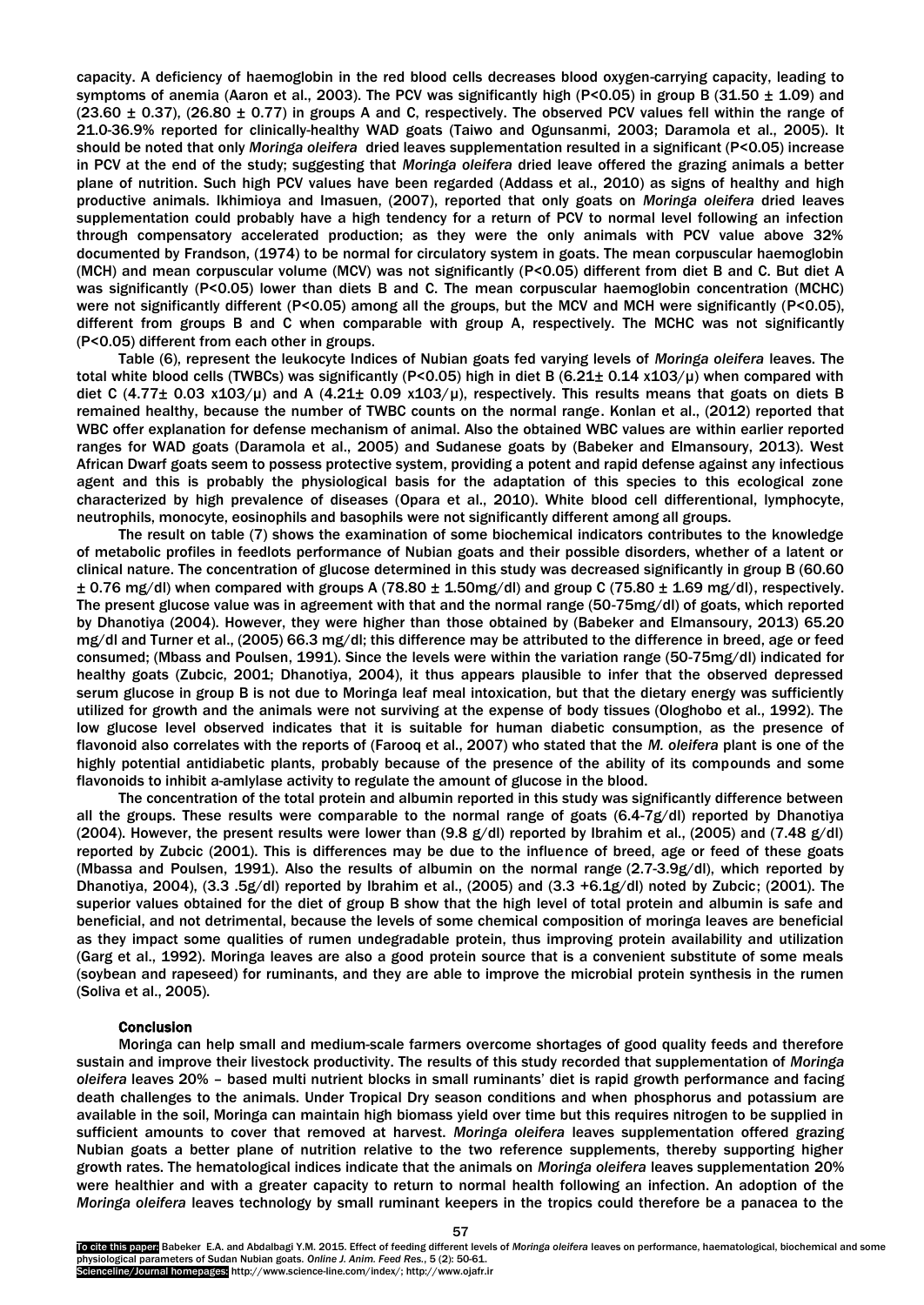capacity. A deficiency of haemoglobin in the red blood cells decreases blood oxygen-carrying capacity, leading to symptoms of anemia (Aaron et al., 2003). The PCV was significantly high (P<0.05) in group B (31.50 ± 1.09) and (23.60 ± 0.37), (26.80 ± 0.77) in groups A and C, respectively. The observed PCV values fell within the range of 21.0-36.9% reported for clinically-healthy WAD goats (Taiwo and Ogunsanmi, 2003; Daramola et al., 2005). It should be noted that only *Moringa oleifera* dried leaves supplementation resulted in a significant (P<0.05) increase in PCV at the end of the study; suggesting that *Moringa oleifera* dried leave offered the grazing animals a better plane of nutrition. Such high PCV values have been regarded (Addass et al., 2010) as signs of healthy and high productive animals. Ikhimioya and Imasuen, (2007), reported that only goats on *Moringa oleifera* dried leaves supplementation could probably have a high tendency for a return of PCV to normal level following an infection through compensatory accelerated production; as they were the only animals with PCV value above 32% documented by Frandson, (1974) to be normal for circulatory system in goats. The mean corpuscular haemoglobin (MCH) and mean corpuscular volume (MCV) was not significantly (P<0.05) different from diet B and C. But diet A was significantly (P<0.05) lower than diets B and C. The mean corpuscular haemoglobin concentration (MCHC) were not significantly different (P<0.05) among all the groups, but the MCV and MCH were significantly (P<0.05), different from groups B and C when comparable with group A, respectively. The MCHC was not significantly (P<0.05) different from each other in groups.

Table (6), represent the leukocyte Indices of Nubian goats fed varying levels of *Moringa oleifera* leaves. The total white blood cells (TWBCs) was significantly (P<0.05) high in diet B (6.21± 0.14 x103/µ) when compared with diet C (4.77± 0.03 x103/µ) and A (4.21± 0.09 x103/µ), respectively. This results means that goats on diets B remained healthy, because the number of TWBC counts on the normal range. Konlan et al., (2012) reported that WBC offer explanation for defense mechanism of animal. Also the obtained WBC values are within earlier reported ranges for WAD goats (Daramola et al., 2005) and Sudanese goats by (Babeker and Elmansoury, 2013). West African Dwarf goats seem to possess protective system, providing a potent and rapid defense against any infectious agent and this is probably the physiological basis for the adaptation of this species to this ecological zone characterized by high prevalence of diseases (Opara et al., 2010). White blood cell differentional, lymphocyte, neutrophils, monocyte, eosinophils and basophils were not significantly different among all groups.

The result on table (7) shows the examination of some biochemical indicators contributes to the knowledge of metabolic profiles in feedlots performance of Nubian goats and their possible disorders, whether of a latent or clinical nature. The concentration of glucose determined in this study was decreased significantly in group B (60.60 ± 0.76 mg/dl) when compared with groups A (78.80 ± 1.50mg/dl) and group C (75.80 ± 1.69 mg/dl), respectively. The present glucose value was in agreement with that and the normal range (50-75mg/dl) of goats, which reported by Dhanotiya (2004). However, they were higher than those obtained by (Babeker and Elmansoury, 2013) 65.20 mg/dl and Turner et al., (2005) 66.3 mg/dl; this difference may be attributed to the difference in breed, age or feed consumed; (Mbass and Poulsen, 1991). Since the levels were within the variation range (50-75mg/dl) indicated for healthy goats (Zubcic, 2001; Dhanotiya, 2004), it thus appears plausible to infer that the observed depressed serum glucose in group B is not due to Moringa leaf meal intoxication, but that the dietary energy was sufficiently utilized for growth and the animals were not surviving at the expense of body tissues (Ologhobo et al., 1992). The low glucose level observed indicates that it is suitable for human diabetic consumption, as the presence of flavonoid also correlates with the reports of (Farooq et al., 2007) who stated that the *M. oleifera* plant is one of the highly potential antidiabetic plants, probably because of the presence of the ability of its compounds and some flavonoids to inhibit a-amlylase activity to regulate the amount of glucose in the blood.

The concentration of the total protein and albumin reported in this study was significantly difference between all the groups. These results were comparable to the normal range of goats (6.4-7g/dl) reported by Dhanotiya (2004). However, the present results were lower than (9.8 g/dl) reported by Ibrahim et al., (2005) and (7.48 g/dl) reported by Zubcic (2001). This is differences may be due to the influence of breed, age or feed of these goats (Mbassa and Poulsen, 1991). Also the results of albumin on the normal range (2.7-3.9g/dl), which reported by Dhanotiya, 2004), (3.3 .5g/dl) reported by Ibrahim et al., (2005) and (3.3 +6.1g/dl) noted by Zubcic; (2001). The superior values obtained for the diet of group B show that the high level of total protein and albumin is safe and beneficial, and not detrimental, because the levels of some chemical composition of moringa leaves are beneficial as they impact some qualities of rumen undegradable protein, thus improving protein availability and utilization (Garg et al., 1992). Moringa leaves are also a good protein source that is a convenient substitute of some meals (soybean and rapeseed) for ruminants, and they are able to improve the microbial protein synthesis in the rumen (Soliva et al., 2005).

## Conclusion

Moringa can help small and medium-scale farmers overcome shortages of good quality feeds and therefore sustain and improve their livestock productivity. The results of this study recorded that supplementation of *Moringa oleifera* leaves 20% – based multi nutrient blocks in small ruminants' diet is rapid growth performance and facing death challenges to the animals. Under Tropical Dry season conditions and when phosphorus and potassium are available in the soil, Moringa can maintain high biomass yield over time but this requires nitrogen to be supplied in sufficient amounts to cover that removed at harvest. *Moringa oleifera* leaves supplementation offered grazing Nubian goats a better plane of nutrition relative to the two reference supplements, thereby supporting higher growth rates. The hematological indices indicate that the animals on *Moringa oleifera* leaves supplementation 20% were healthier and with a greater capacity to return to normal health following an infection. An adoption of the *Moringa oleifera* leaves technology by small ruminant keepers in the tropics could therefore be a panacea to the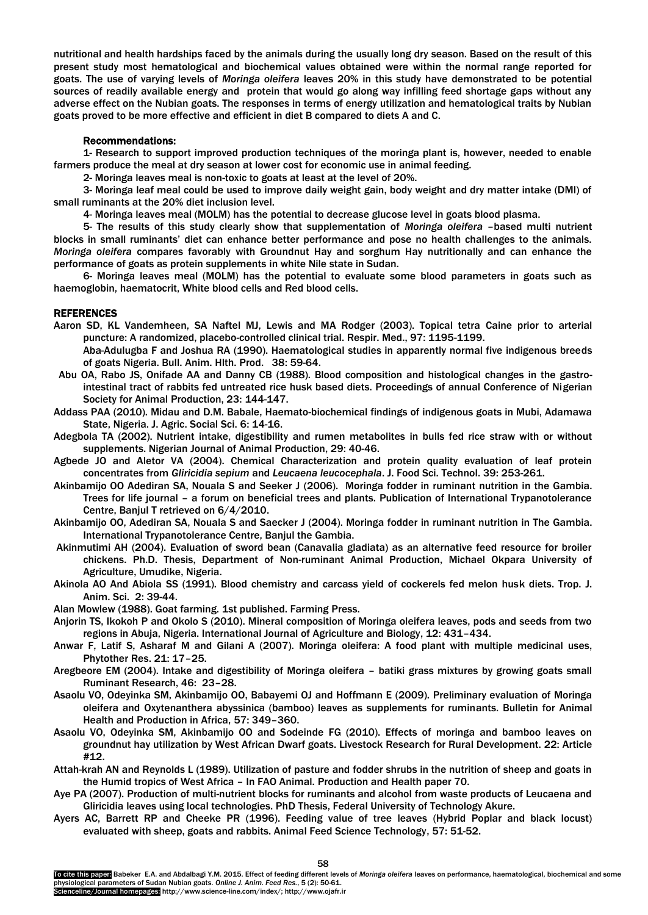nutritional and health hardships faced by the animals during the usually long dry season. Based on the result of this present study most hematological and biochemical values obtained were within the normal range reported for goats. The use of varying levels of *Moringa oleifera* leaves 20% in this study have demonstrated to be potential sources of readily available energy and protein that would go along way infilling feed shortage gaps without any adverse effect on the Nubian goats. The responses in terms of energy utilization and hematological traits by Nubian goats proved to be more effective and efficient in diet B compared to diets A and C.

### Recommendations:

1- Research to support improved production techniques of the moringa plant is, however, needed to enable farmers produce the meal at dry season at lower cost for economic use in animal feeding.

2- Moringa leaves meal is non-toxic to goats at least at the level of 20%.

3- Moringa leaf meal could be used to improve daily weight gain, body weight and dry matter intake (DMI) of small ruminants at the 20% diet inclusion level.

4- Moringa leaves meal (MOLM) has the potential to decrease glucose level in goats blood plasma.

5- The results of this study clearly show that supplementation of *Moringa oleifera* –based multi nutrient blocks in small ruminants' diet can enhance better performance and pose no health challenges to the animals. *Moringa oleifera* compares favorably with Groundnut Hay and sorghum Hay nutritionally and can enhance the performance of goats as protein supplements in white Nile state in Sudan.

6- Moringa leaves meal (MOLM) has the potential to evaluate some blood parameters in goats such as haemoglobin, haematocrit, White blood cells and Red blood cells.

## REFERENCES

Aaron SD, KL Vandemheen, SA Naftel MJ, Lewis and MA Rodger (2003). Topical tetra Caine prior to arterial puncture: A randomized, placebo-controlled clinical trial. Respir. Med., 97: 1195-1199.

Aba-Adulugba F and Joshua RA (1990). Haematological studies in apparently normal five indigenous breeds of goats Nigeria. Bull. Anim. Hlth. Prod. 38: 59-64.

Abu OA, Rabo JS, Onifade AA and Danny CB (1988). Blood composition and histological changes in the gastro-intestinal tract of rabbits fed untreated rice husk based diets. Proceedings of annual Conference of Nigerian Society for Animal Production, 23: 144-147.

Addass PAA (2010). Midau and D.M. Babale, Haemato-biochemical findings of indigenous goats in Mubi, Adamawa State, Nigeria. J. Agric. Social Sci. 6: 14-16.

Adegbola TA (2002). Nutrient intake, digestibility and rumen metabolites in bulls fed rice straw with or without supplements. Nigerian Journal of Animal Production, 29: 40-46.

Agbede JO and Aletor VA (2004). Chemical Characterization and protein quality evaluation of leaf protein concentrates from *Gliricidia sepium* and *Leucaena leucocephala*. J. Food Sci. Technol. 39: 253-261.

Akinbamijo OO Adediran SA, Nouala S and Seeker J (2006). Moringa fodder in ruminant nutrition in the Gambia. Trees for life journal – a forum on beneficial trees and plants. Publication of International Trypanotolerance Centre, Banjul T retrieved on 6/4/2010.

Akinbamijo OO, Adediran SA, Nouala S and Saecker J (2004). Moringa fodder in ruminant nutrition in The Gambia. International Trypanotolerance Centre, Banjul the Gambia.

Akinmutimi AH (2004). Evaluation of sword bean (Canavalia gladiata) as an alternative feed resource for broiler chickens. Ph.D. Thesis, Department of Non-ruminant Animal Production, Michael Okpara University of Agriculture, Umudike, Nigeria.

Akinola AO And Abiola SS (1991). Blood chemistry and carcass yield of cockerels fed melon husk diets. Trop. J. Anim. Sci. 2: 39-44.

Alan Mowlew (1988). Goat farming. 1st published. Farming Press.

Anjorin TS, Ikokoh P and Okolo S (2010). Mineral composition of Moringa oleifera leaves, pods and seeds from two regions in Abuja, Nigeria. International Journal of Agriculture and Biology, 12: 431–434.

Anwar F, Latif S, Asharaf M and Gilani A (2007). Moringa oleifera: A food plant with multiple medicinal uses, Phytother Res. 21: 17–25.

Aregbeore EM (2004). Intake and digestibility of Moringa oleifera – batiki grass mixtures by growing goats small Ruminant Research, 46: 23–28.

Asaolu VO, Odeyinka SM, Akinbamijo OO, Babayemi OJ and Hoffmann E (2009). Preliminary evaluation of Moringa oleifera and Oxytenanthera abyssinica (bamboo) leaves as supplements for ruminants. Bulletin for Animal Health and Production in Africa, 57: 349–360.

Asaolu VO, Odeyinka SM, Akinbamijo OO and Sodeinde FG (2010). Effects of moringa and bamboo leaves on groundnut hay utilization by West African Dwarf goats. Livestock Research for Rural Development. 22: Article #12.

Attah-krah AN and Reynolds L (1989). Utilization of pasture and fodder shrubs in the nutrition of sheep and goats in the Humid tropics of West Africa – In FAO Animal. Production and Health paper 70.

Aye PA (2007). Production of multi-nutrient blocks for ruminants and alcohol from waste products of Leucaena and Gliricidia leaves using local technologies. PhD Thesis, Federal University of Technology Akure.

Ayers AC, Barrett RP and Cheeke PR (1996). Feeding value of tree leaves (Hybrid Poplar and black locust) evaluated with sheep, goats and rabbits. Animal Feed Science Technology, 57: 51-52.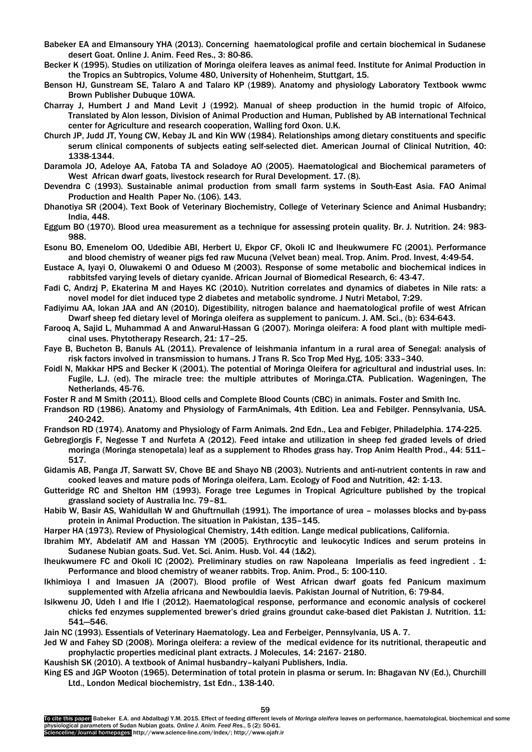Babeker EA and Elmansoury YHA (2013). Concerning haematological profile and certain biochemical in Sudanese desert Goat. Online J. Anim. Feed Res., 3: 80-86.

Becker K (1995). Studies on utilization of Moringa oleifera leaves as animal feed. Institute for Animal Production in the Tropics an Subtropics, Volume 480, University of Hohenheim, Stuttgart, 15.

Benson HJ, Gunstream SE, Talaro A and Talaro KP (1989). Anatomy and physiology Laboratory Textbook wwmc Brown Publisher Dubuque 10WA.

Charray J, Humbert J and Mand Levit J (1992). Manual of sheep production in the humid tropic of Alfoico, Translated by Alon lesson, Division of Animal Production and Human, Published by AB international Technical center for Agriculture and research cooperation, Walling ford Oxon. U.K.

Church JP, Judd JT, Young CW, Kebay JL and Kin WW (1984). Relationships among dietary constituents and specific serum clinical components of subjects eating self-selected diet. American Journal of Clinical Nutrition, 40: 1338-1344.

Daramola JO, Adeloye AA, Fatoba TA and Soladoye AO (2005). Haematological and Biochemical parameters of West African dwarf goats, livestock research for Rural Development. 17. (8).

Devendra C (1993). Sustainable animal production from small farm systems in South-East Asia. FAO Animal Production and Health Paper No. (106). 143.

Dhanotiya SR (2004). Text Book of Veterinary Biochemistry, College of Veterinary Science and Animal Husbandry; India, 448.

Eggum BO (1970). Blood urea measurement as a technique for assessing protein quality. Br. J. Nutrition. 24: 983-988.

Esonu BO, Emenelom OO, Udedibie ABI, Herbert U, Ekpor CF, Okoli IC and Iheukwumere FC (2001). Performance and blood chemistry of weaner pigs fed raw Mucuna (Velvet bean) meal. Trop. Anim. Prod. Invest, 4:49-54.

Eustace A, Iyayi O, Oluwakemi O and Odueso M (2003). Response of some metabolic and biochemical indices in rabbitsfed varying levels of dietary cyanide. African Journal of Biomedical Research, 6: 43-47.

Fadi C, Andrzj P, Ekaterina M and Hayes KC (2010). Nutrition correlates and dynamics of diabetes in Nile rats: a novel model for diet induced type 2 diabetes and metabolic syndrome. J Nutri Metabol, 7:29.

Fadiyimu AA, Iokan JAA and AN (2010). Digestibility, nitrogen balance and haematological profile of west African Dwarf sheep fed dietary level of Moringa oleifera as supplement to panicum. J. AM. Sci., (b): 634-643.

Farooq A, Sajid L, Muhammad A and Anwarul-Hassan G (2007). Moringa oleifera: A food plant with multiple medicinal uses. Phytotherapy Research, 21: 17–25.

Faye B, Bucheton B, Banuls AL (2011). Prevalence of leishmania infantum in a rural area of Senegal: analysis of risk factors involved in transmission to humans. J Trans R. Sco Trop Med Hyg, 105: 333–340.

Foidl N, Makkar HPS and Becker K (2001). The potential of Moringa Oleifera for agricultural and industrial uses. In: Fugile, L.J. (ed). The miracle tree: the multiple attributes of Moringa.CTA. Publication. Wageningen, The Netherlands, 45-76.

Foster R and M Smith (2011). Blood cells and Complete Blood Counts (CBC) in animals. Foster and Smith Inc.

Frandson RD (1986). Anatomy and Physiology of FarmAnimals, 4th Edition. Lea and Febilger. Pennsylvania, USA. 240-242.

Frandson RD (1974). Anatomy and Physiology of Farm Animals. 2nd Edn., Lea and Febiger, Philadelphia. 174-225.

Gebregiorgis F, Negesse T and Nurfeta A (2012). Feed intake and utilization in sheep fed graded levels of dried moringa (Moringa stenopetala) leaf as a supplement to Rhodes grass hay. Trop Anim Health Prod., 44: 511–517.

Gidamis AB, Panga JT, Sarwatt SV, Chove BE and Shayo NB (2003). Nutrients and anti-nutrient contents in raw and cooked leaves and mature pods of Moringa oleifera, Lam. Ecology of Food and Nutrition, 42: 1-13.

Gutteridge RC and Shelton HM (1993). Forage tree Legumes in Tropical Agriculture published by the tropical grassland society of Australia Inc. 79–81.

Habib W, Basir AS, Wahidullah W and Ghuftrnullah (1991). The importance of urea – molasses blocks and by-pass protein in Animal Production. The situation in Pakistan, 135–145.

Harper HA (1973). Review of Physiological Chemistry, 14th edition. Lange medical publications, California.

Ibrahim MY, Abdelatif AM and Hassan YM (2005). Erythrocytic and leukocytic Indices and serum proteins in Sudanese Nubian goats. Sud. Vet. Sci. Anim. Husb. Vol. 44 (1&2).

Iheukwumere FC and Okoli IC (2002). Preliminary studies on raw Napoleana Imperialis as feed ingredient . 1: Performance and blood chemistry of weaner rabbits. Trop. Anim. Prod., 5: 100-110.

Ikhimioya I and Imasuen JA (2007). Blood profile of West African dwarf goats fed Panicum maximum supplemented with Afzelia africana and Newbouldia laevis. Pakistan Journal of Nutrition, 6: 79-84.

Isikwenu JO, Udeh I and Ifie I (2012). Haematological response, performance and economic analysis of cockerel chicks fed enzymes supplemented brewer's dried grains groundut cake-based diet Pakistan J. Nutrition. 11: 541—546.

Jain NC (1993). Essentials of Veterinary Haematology. Lea and Ferbeiger, Pennsylvania, US A. 7.

Jed W and Fahey SD (2008). Moringa oleifera: a review of the medical evidence for its nutritional, therapeutic and prophylactic properties medicinal plant extracts. J Molecules, 14: 2167- 2180.

Kaushish SK (2010). A textbook of Animal husbandry–kalyani Publishers, India.

King ES and JGP Wooton (1965). Determination of total protein in plasma or serum. In: Bhagavan NV (Ed.), Churchill Ltd., London Medical biochemistry, 1st Edn., 138-140.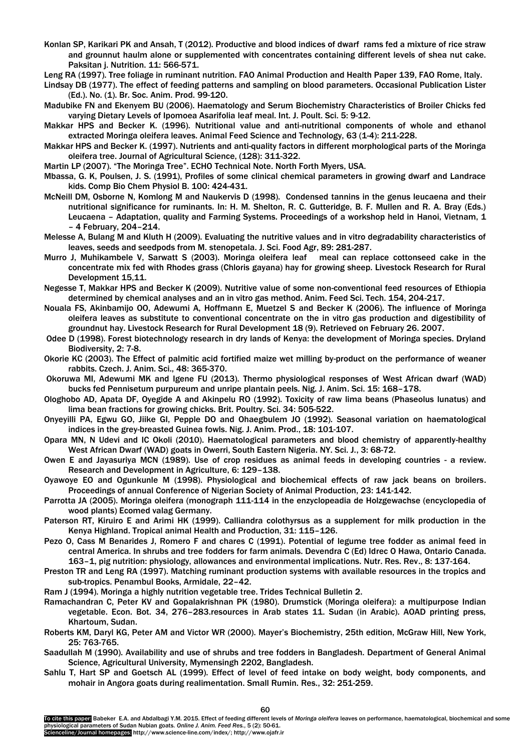Konlan SP, Karikari PK and Ansah, T (2012). Productive and blood indices of dwarf rams fed a mixture of rice straw and grounnut haulm alone or supplemented with concentrates containing different levels of shea nut cake. Paksitan j. Nutrition. 11: 566-571.

Leng RA (1997). Tree foliage in ruminant nutrition. FAO Animal Production and Health Paper 139, FAO Rome, Italy.

Lindsay DB (1977). The effect of feeding patterns and sampling on blood parameters. Occasional Publication Lister (Ed.). No. (1). Br. Soc. Anim. Prod. 99-120.

Madubike FN and Ekenyem BU (2006). Haematology and Serum Biochemistry Characteristics of Broiler Chicks fed varying Dietary Levels of Ipomoea Asarifolia leaf meal. Int. J. Poult. Sci. 5: 9-12.

Makkar HPS and Becker K. (1996). Nutritional value and anti-nutritional components of whole and ethanol extracted Moringa oleifera leaves. Animal Feed Science and Technology, 63 (1-4): 211-228.

Makkar HPS and Becker K. (1997). Nutrients and anti-quality factors in different morphological parts of the Moringa oleifera tree. Journal of Agricultural Science, (128): 311-322.

Martin LP (2007). "The Moringa Tree". ECHO Technical Note. North Forth Myers, USA.

Mbassa, G. K, Poulsen, J. S. (1991), Profiles of some clinical chemical parameters in growing dwarf and Landrace kids. Comp Bio Chem Physiol B. 100: 424-431.

McNeill DM, Osborne N, Komlong M and Naukervis D (1998). Condensed tannins in the genus leucaena and their nutritional significance for ruminants. In: H. M. Shelton, R. C. Gutteridge, B. F. Mullen and R. A. Bray (Eds.) Leucaena – Adaptation, quality and Farming Systems. Proceedings of a workshop held in Hanoi, Vietnam, 1 – 4 February, 204–214.

Melesse A, Bulang M and Kluth H (2009). Evaluating the nutritive values and in vitro degradability characteristics of leaves, seeds and seedpods from M. stenopetala. J. Sci. Food Agr, 89: 281-287.

Murro J, Muhikambele V, Sarwatt S (2003). Moringa oleifera leaf meal can replace cottonseed cake in the concentrate mix fed with Rhodes grass (Chloris gayana) hay for growing sheep. Livestock Research for Rural Development 15,11.

Negesse T, Makkar HPS and Becker K (2009). Nutritive value of some non-conventional feed resources of Ethiopia determined by chemical analyses and an in vitro gas method. Anim. Feed Sci. Tech. 154, 204-217.

Nouala FS, Akinbamijo OO, Adewumi A, Hoffmann E, Muetzel S and Becker K (2006). The influence of Moringa oleifera leaves as substitute to conventional concentrate on the in vitro gas production and digestibility of groundnut hay. Livestock Research for Rural Development 18 (9). Retrieved on February 26. 2007.

Odee D (1998). Forest biotechnology research in dry lands of Kenya: the development of Moringa species. Dryland Biodiversity, 2: 7-8.

Okorie KC (2003). The Effect of palmitic acid fortified maize wet milling by-product on the performance of weaner rabbits. Czech. J. Anim. Sci., 48: 365-370.

Okoruwa MI, Adewumi MK and Igene FU (2013). Thermo physiological responses of West African dwarf (WAD) bucks fed Pennisetum purpureum and unripe plantain peels. Nig. J. Anim. Sci. 15: 168–178.

Ologhobo AD, Apata DF, Oyegide A and Akinpelu RO (1992). Toxicity of raw lima beans (Phaseolus lunatus) and lima bean fractions for growing chicks. Brit. Poultry. Sci. 34: 505-522.

Onyeyilli PA, Egwu GO, Jiike GI, Pepple DO and Ohaegbulem JO (1992). Seasonal variation on haematological indices in the grey-breasted Guinea fowls. Nig. J. Anim. Prod., 18: 101-107.

Opara MN, N Udevi and IC Okoli (2010). Haematological parameters and blood chemistry of apparently-healthy West African Dwarf (WAD) goats in Owerri, South Eastern Nigeria. NY. Sci. J., 3: 68-72.

Owen E and Jayasuriya MCN (1989). Use of crop residues as animal feeds in developing countries - a review. Research and Development in Agriculture, 6: 129–138.

Oyawoye EO and Ogunkunle M (1998). Physiological and biochemical effects of raw jack beans on broilers. Proceedings of annual Conference of Nigerian Society of Animal Production, 23: 141-142.

Parrotta JA (2005). Moringa oleifera (monograph 111-114 in the enzyclopeadia de Holzgewachse (encyclopedia of wood plants) Ecomed valag Germany.

Paterson RT, Kiruiro E and Arimi HK (1999). Calliandra colothyrsus as a supplement for milk production in the Kenya Highland. Tropical animal Health and Production, 31: 115–126.

Pezo O, Cass M Benarides J, Romero F and chares C (1991). Potential of legume tree fodder as animal feed in central America. In shrubs and tree fodders for farm animals. Devendra C (Ed) Idrec O Hawa, Ontario Canada. 163–1, pig nutrition: physiology, allowances and environmental implications. Nutr. Res. Rev., 8: 137-164.

Preston TR and Leng RA (1997). Matching ruminant production systems with available resources in the tropics and sub-tropics. Penambul Books, Armidale, 22–42.

Ram J (1994). Moringa a highly nutrition vegetable tree. Trides Technical Bulletin 2.

Ramachandran C, Peter KV and Gopalakrishnan PK (1980). Drumstick (Moringa oleifera): a multipurpose Indian vegetable. Econ. Bot. 34, 276–283.resources in Arab states 11. Sudan (in Arabic). AOAD printing press, Khartoum, Sudan.

Roberts KM, Daryl KG, Peter AM and Victor WR (2000). Mayer's Biochemistry, 25th edition, McGraw Hill, New York, 25: 763-765.

Saadullah M (1990). Availability and use of shrubs and tree fodders in Bangladesh. Department of General Animal Science, Agricultural University, Mymensingh 2202, Bangladesh.

Sahlu T, Hart SP and Goetsch AL (1999). Effect of level of feed intake on body weight, body components, and mohair in Angora goats during realimentation. Small Rumin. Res., 32: 251-259.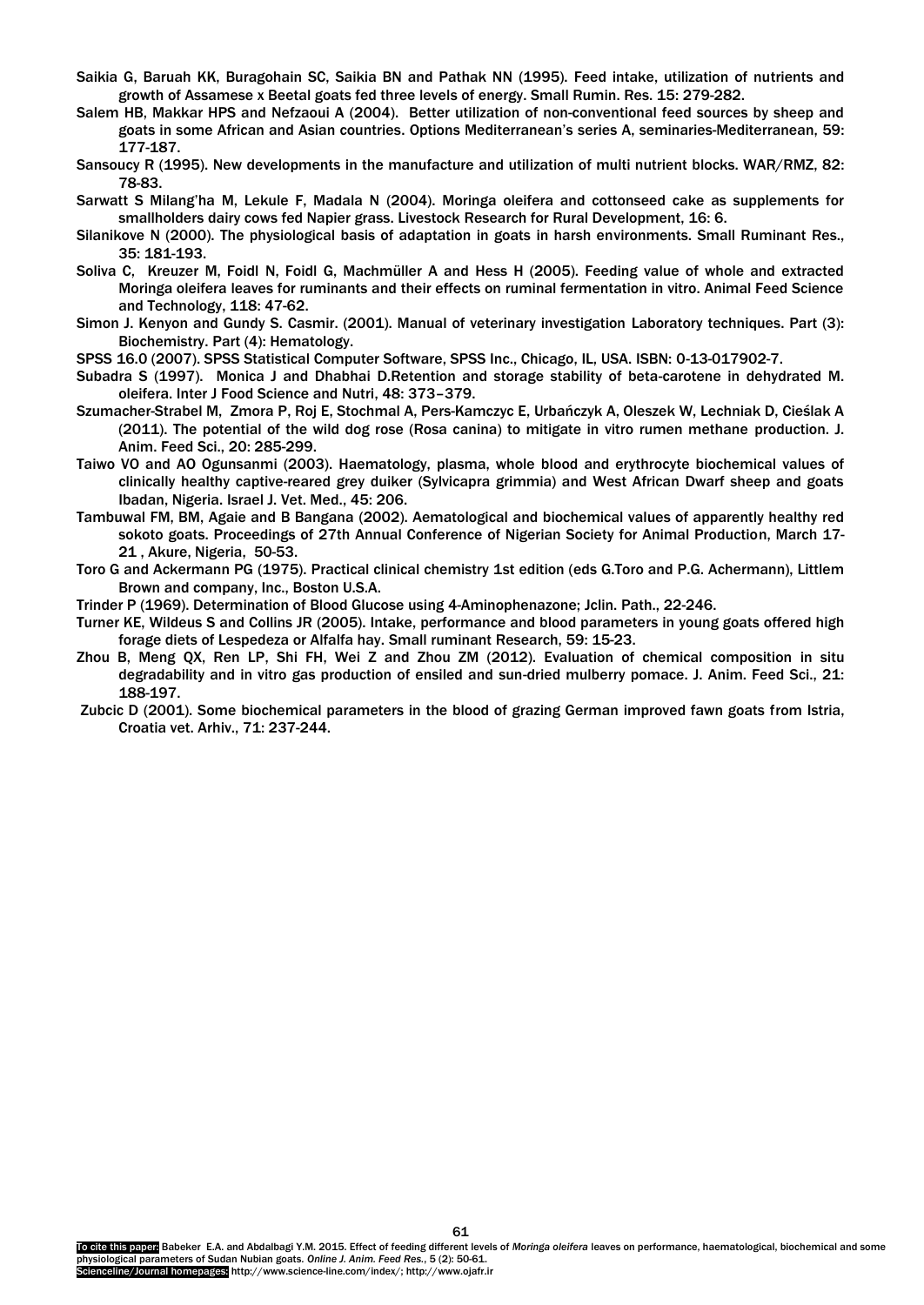Saikia G, Baruah KK, Buragohain SC, Saikia BN and Pathak NN (1995). Feed intake, utilization of nutrients and growth of Assamese x Beetal goats fed three levels of energy. Small Rumin. Res. 15: 279-282.

Salem HB, Makkar HPS and Nefzaoui A (2004). Better utilization of non-conventional feed sources by sheep and goats in some African and Asian countries. Options Mediterranean's series A, seminaries-Mediterranean, 59: 177-187.

Sansoucy R (1995). New developments in the manufacture and utilization of multi nutrient blocks. WAR/RMZ, 82: 78-83.

Sarwatt S Milang'ha M, Lekule F, Madala N (2004). Moringa oleifera and cottonseed cake as supplements for smallholders dairy cows fed Napier grass. Livestock Research for Rural Development, 16: 6.

Silanikove N (2000). The physiological basis of adaptation in goats in harsh environments. Small Ruminant Res., 35: 181-193.

Soliva C, Kreuzer M, Foidl N, Foidl G, Machmüller A and Hess H (2005). Feeding value of whole and extracted Moringa oleifera leaves for ruminants and their effects on ruminal fermentation in vitro. Animal Feed Science and Technology, 118: 47-62.

Simon J. Kenyon and Gundy S. Casmir. (2001). Manual of veterinary investigation Laboratory techniques. Part (3): Biochemistry. Part (4): Hematology.

SPSS 16.0 (2007). SPSS Statistical Computer Software, SPSS Inc., Chicago, IL, USA. ISBN: 0-13-017902-7.

Subadra S (1997). Monica J and Dhabhai D.Retention and storage stability of beta-carotene in dehydrated M. oleifera. Inter J Food Science and Nutri, 48: 373–379.

Szumacher-Strabel M, Zmora P, Roj E, Stochmal A, Pers-Kamczyc E, Urbańczyk A, Oleszek W, Lechniak D, Cieślak A (2011). The potential of the wild dog rose (Rosa canina) to mitigate in vitro rumen methane production. J. Anim. Feed Sci., 20: 285-299.

Taiwo VO and AO Ogunsanmi (2003). Haematology, plasma, whole blood and erythrocyte biochemical values of clinically healthy captive-reared grey duiker (Sylvicapra grimmia) and West African Dwarf sheep and goats Ibadan, Nigeria. Israel J. Vet. Med., 45: 206.

Tambuwal FM, BM, Agaie and B Bangana (2002). Aematological and biochemical values of apparently healthy red sokoto goats. Proceedings of 27th Annual Conference of Nigerian Society for Animal Production, March 17-21 , Akure, Nigeria, 50-53.

Toro G and Ackermann PG (1975). Practical clinical chemistry 1st edition (eds G.Toro and P.G. Achermann), Littlem Brown and company, Inc., Boston U.S.A.

Trinder P (1969). Determination of Blood Glucose using 4-Aminophenazone; Jclin. Path., 22-246.

Turner KE, Wildeus S and Collins JR (2005). Intake, performance and blood parameters in young goats offered high forage diets of Lespedeza or Alfalfa hay. Small ruminant Research, 59: 15-23.

Zhou B, Meng QX, Ren LP, Shi FH, Wei Z and Zhou ZM (2012). Evaluation of chemical composition in situ degradability and in vitro gas production of ensiled and sun-dried mulberry pomace. J. Anim. Feed Sci., 21: 188-197.

Zubcic D (2001). Some biochemical parameters in the blood of grazing German improved fawn goats from Istria, Croatia vet. Arhiv., 71: 237-244.